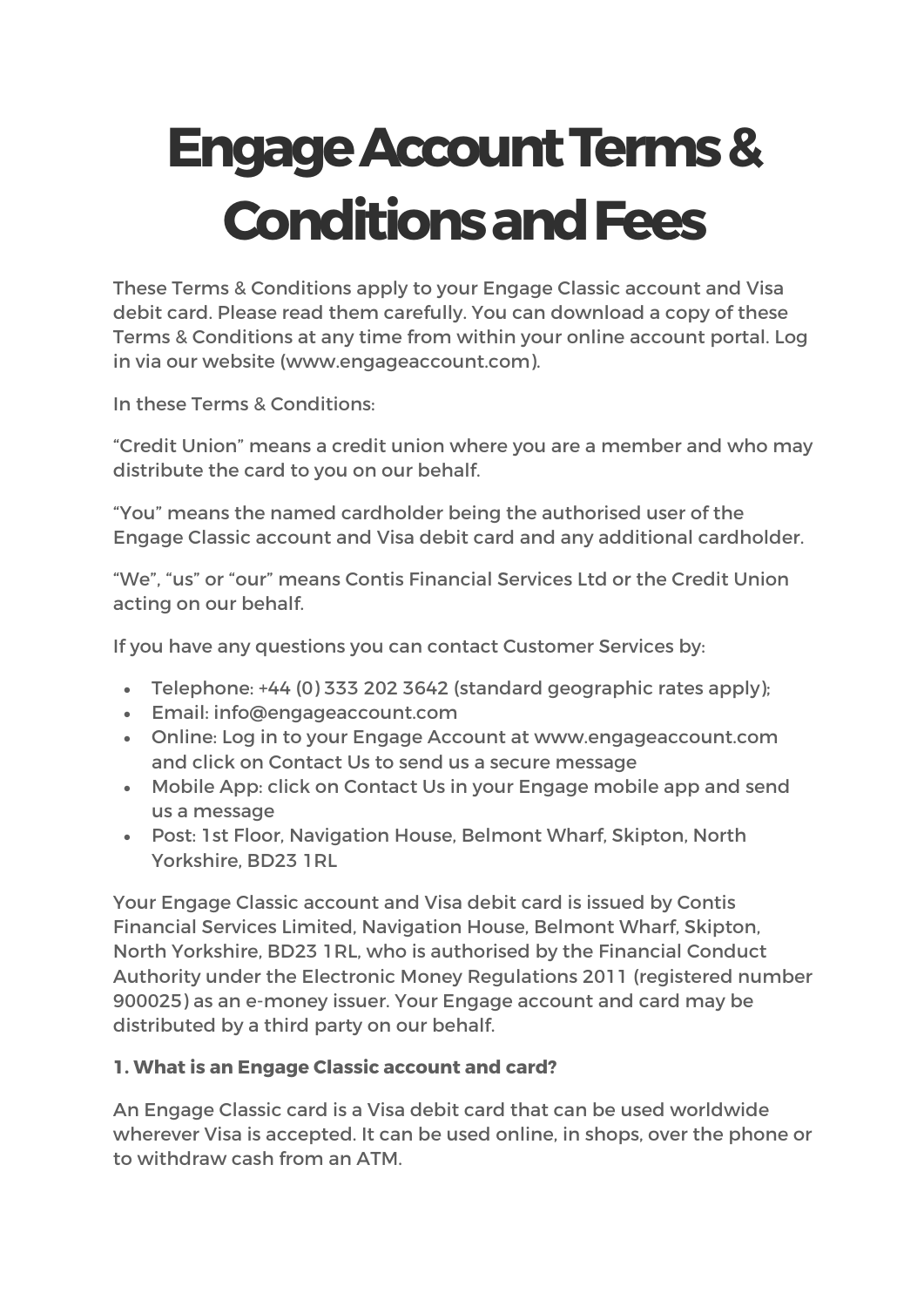# Engage Account Terms & Conditions and Fees

These Terms & Conditions apply to your Engage Classic account and Visa debit card. Please read them carefully. You can download a copy of these Terms & Conditions at any time from within your online account portal. Log in via our website (www.engageaccount.com).

In these Terms & Conditions:

"Credit Union" means a credit union where you are a member and who may distribute the card to you on our behalf.

"You" means the named cardholder being the authorised user of the Engage Classic account and Visa debit card and any additional cardholder.

"We", "us" or "our" means Contis Financial Services Ltd or the Credit Union acting on our behalf.

If you have any questions you can contact Customer Services by:

- Telephone: +44 (0) 333 202 3642 (standard geographic rates apply);
- Email: info@engageaccount.com
- Online: Log in to your Engage Account at www.engageaccount.com and click on Contact Us to send us a secure message
- Mobile App: click on Contact Us in your Engage mobile app and send us a message
- Post: 1st Floor, Navigation House, Belmont Wharf, Skipton, North Yorkshire, BD23 1RL

Your Engage Classic account and Visa debit card is issued by Contis Financial Services Limited, Navigation House, Belmont Wharf, Skipton, North Yorkshire, BD23 1RL, who is authorised by the Financial Conduct Authority under the Electronic Money Regulations 2011 (registered number 900025) as an e-money issuer. Your Engage account and card may be distributed by a third party on our behalf.

**1. What is an Engage Classic account and card?**

An Engage Classic card is a Visa debit card that can be used worldwide wherever Visa is accepted. It can be used online, in shops, over the phone or to withdraw cash from an ATM.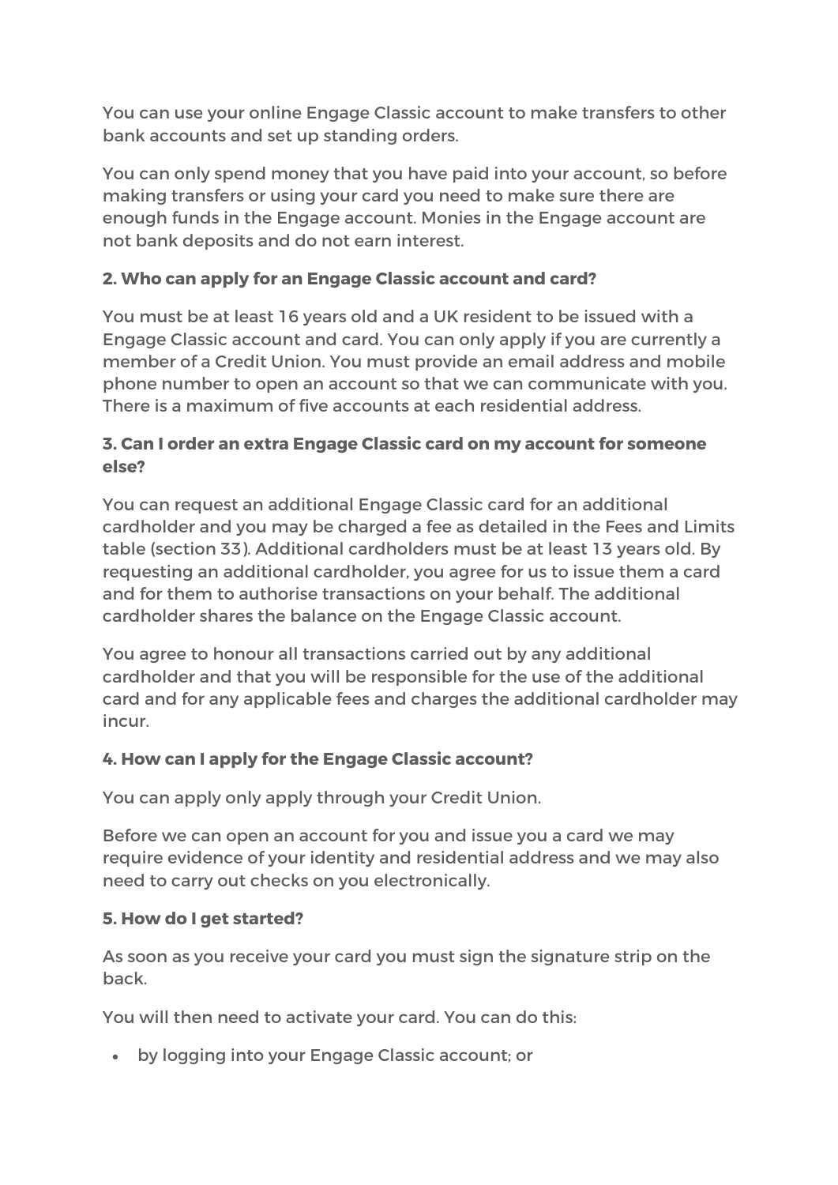You can use your online Engage Classic account to make transfers to other bank accounts and set up standing orders.

You can only spend money that you have paid into your account, so before making transfers or using your card you need to make sure there are enough funds in the Engage account. Monies in the Engage account are not bank deposits and do not earn interest.

**2. Who can apply for an Engage Classic account and card?**

You must be at least 16 years old and a UK resident to be issued with a Engage Classic account and card. You can only apply if you are currently a member of a Credit Union. You must provide an email address and mobile phone number to open an account so that we can communicate with you. There is a maximum of five accounts at each residential address.

**3. Can I order an extra Engage Classic card on my account for someone else?**

You can request an additional Engage Classic card for an additional cardholder and you may be charged a fee as detailed in the Fees and Limits table (section 33). Additional cardholders must be at least 13 years old. By requesting an additional cardholder, you agree for us to issue them a card and for them to authorise transactions on your behalf. The additional cardholder shares the balance on the Engage Classic account.

You agree to honour all transactions carried out by any additional cardholder and that you will be responsible for the use of the additional card and for any applicable fees and charges the additional cardholder may incur.

**4. How can I apply for the Engage Classic account?**

You can apply only apply through your Credit Union.

Before we can open an account for you and issue you a card we may require evidence of your identity and residential address and we may also need to carry out checks on you electronically.

**5. How do I get started?**

As soon as you receive your card you must sign the signature strip on the back.

You will then need to activate your card. You can do this:

- by logging into your Engage Classic account; or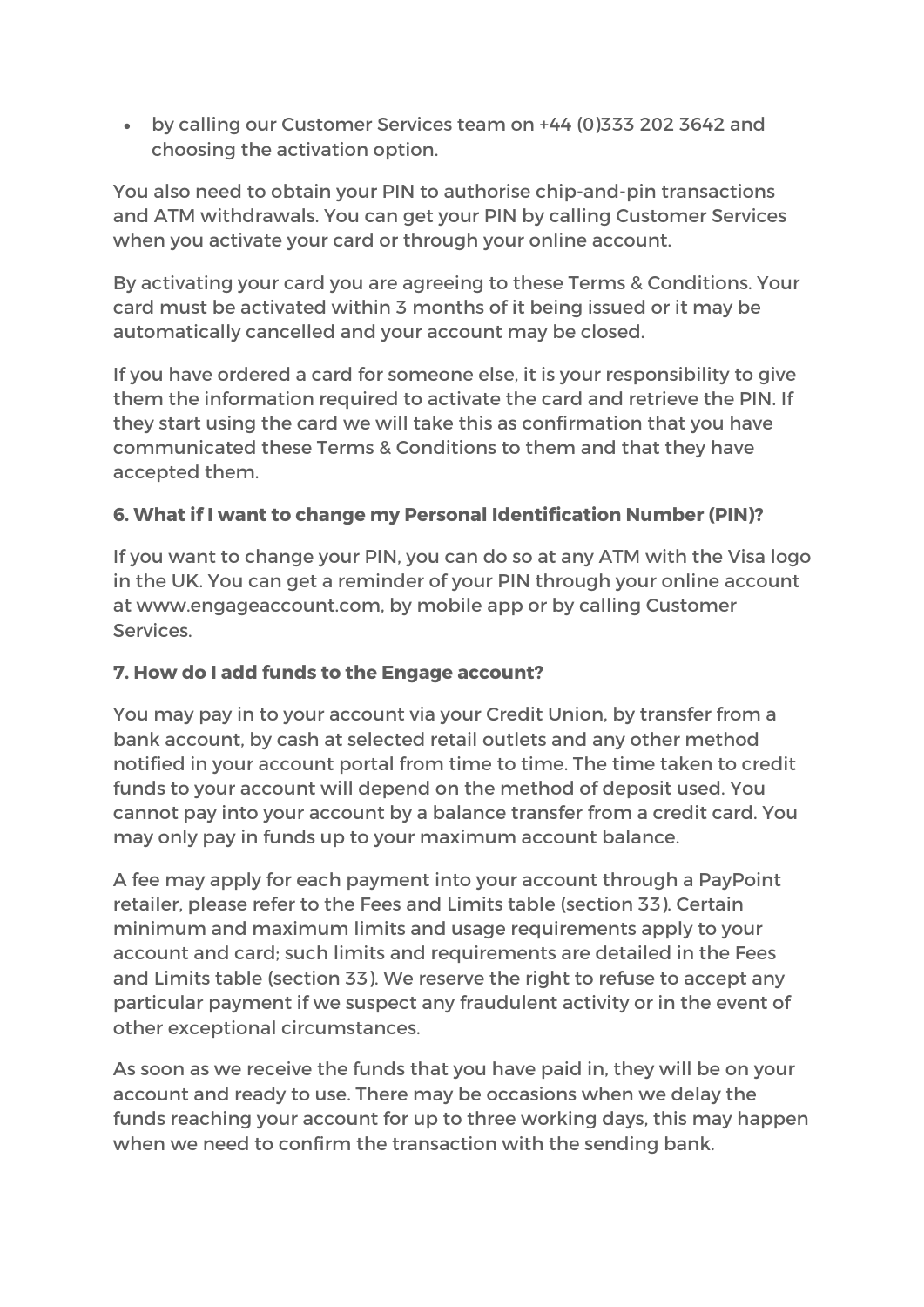- by calling our Customer Services team on +44 (0)333 202 3642 and choosing the activation option.

You also need to obtain your PIN to authorise chip-and-pin transactions and ATM withdrawals. You can get your PIN by calling Customer Services when you activate your card or through your online account.

By activating your card you are agreeing to these Terms & Conditions. Your card must be activated within 3 months of it being issued or it may be automatically cancelled and your account may be closed.

If you have ordered a card for someone else, it is your responsibility to give them the information required to activate the card and retrieve the PIN. If they start using the card we will take this as confirmation that you have communicated these Terms & Conditions to them and that they have accepted them.

### 6. What if I want to change my Personal Identification Number (PIN)?

If you want to change your PIN, you can do so at any ATM with the Visa logo in the UK. You can get a reminder of your PIN through your online account at www.engageaccount.com, by mobile app or by calling Customer Services.

### 7. How do I add funds to the Engage account?

You may pay in to your account via your Credit Union, by transfer from a bank account, by cash at selected retail outlets and any other method notified in your account portal from time to time. The time taken to credit funds to your account will depend on the method of deposit used. You cannot pay into your account by a balance transfer from a credit card. You may only pay in funds up to your maximum account balance.

A fee may apply for each payment into your account through a PayPoint retailer, please refer to the Fees and Limits table (section 33). Certain minimum and maximum limits and usage requirements apply to your account and card; such limits and requirements are detailed in the Fees and Limits table (section 33). We reserve the right to refuse to accept any particular payment if we suspect any fraudulent activity or in the event of other exceptional circumstances.

As soon as we receive the funds that you have paid in, they will be on your account and ready to use. There may be occasions when we delay the funds reaching your account for up to three working days, this may happen when we need to confirm the transaction with the sending bank.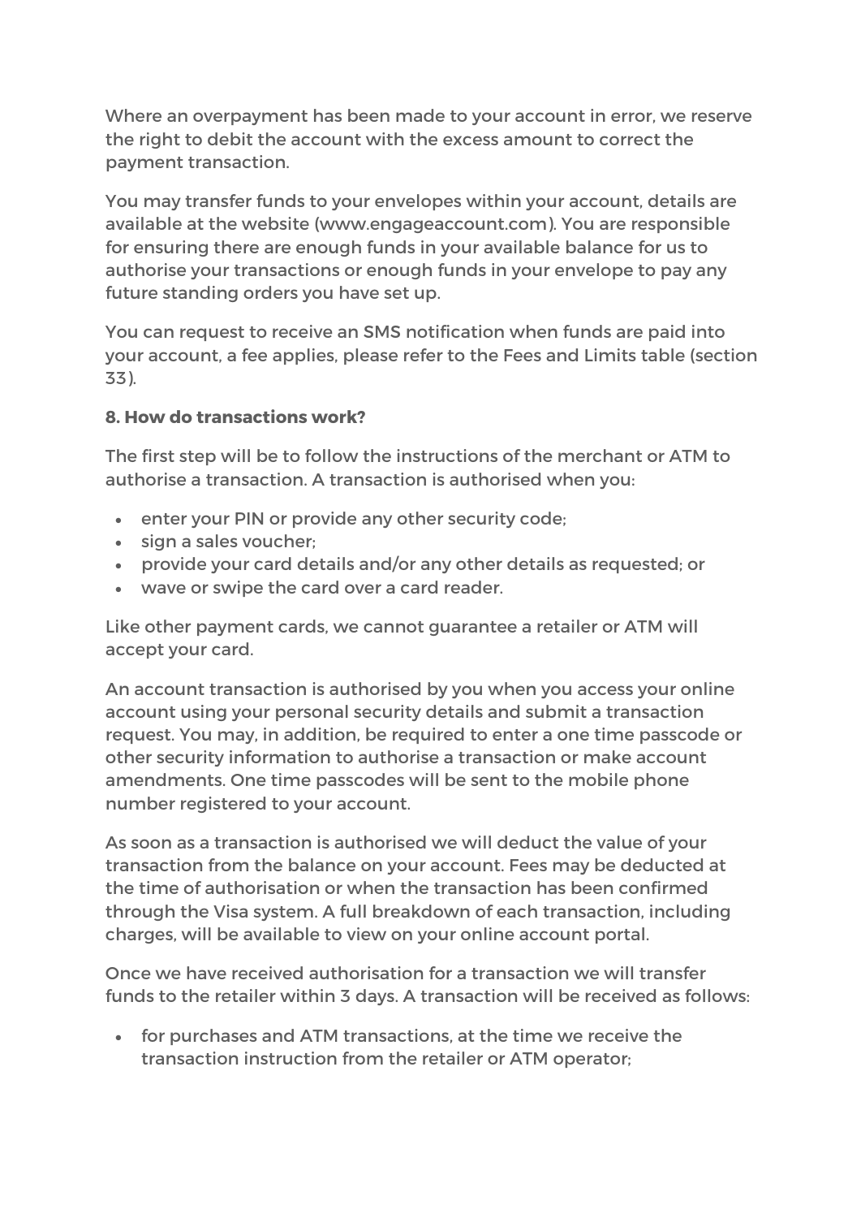Where an overpayment has been made to your account in error, we reserve the right to debit the account with the excess amount to correct the payment transaction.

You may transfer funds to your envelopes within your account, details are available at the website (www.engageaccount.com). You are responsible for ensuring there are enough funds in your available balance for us to authorise your transactions or enough funds in your envelope to pay any future standing orders you have set up.

You can request to receive an SMS notification when funds are paid into your account, a fee applies, please refer to the Fees and Limits table (section 33).

**8. How do transactions work?**

The first step will be to follow the instructions of the merchant or ATM to authorise a transaction. A transaction is authorised when you:

- enter your PIN or provide any other security code;
- sign a sales voucher;
- provide your card details and/or any other details as requested; or
- wave or swipe the card over a card reader.

Like other payment cards, we cannot guarantee a retailer or ATM will accept your card.

An account transaction is authorised by you when you access your online account using your personal security details and submit a transaction request. You may, in addition, be required to enter a one time passcode or other security information to authorise a transaction or make account amendments. One time passcodes will be sent to the mobile phone number registered to your account.

As soon as a transaction is authorised we will deduct the value of your transaction from the balance on your account. Fees may be deducted at the time of authorisation or when the transaction has been confirmed through the Visa system. A full breakdown of each transaction, including charges, will be available to view on your online account portal.

Once we have received authorisation for a transaction we will transfer funds to the retailer within 3 days. A transaction will be received as follows:

- for purchases and ATM transactions, at the time we receive the transaction instruction from the retailer or ATM operator;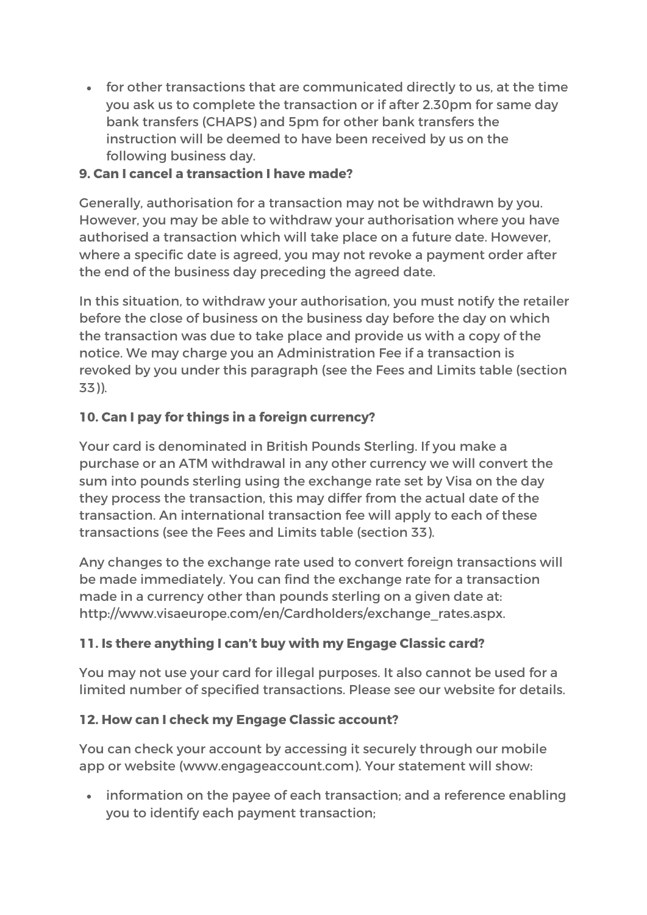- for other transactions that are communicated directly to us, at the time you ask us to complete the transaction or if after 2.30pm for same day bank transfers (CHAPS) and 5pm for other bank transfers the instruction will be deemed to have been received by us on the following business day.

### 9. Can I cancel a transaction I have made?

Generally, authorisation for a transaction may not be withdrawn by you. However, you may be able to withdraw your authorisation where you have authorised a transaction which will take place on a future date. However, where a specific date is agreed, you may not revoke a payment order after the end of the business day preceding the agreed date.

In this situation, to withdraw your authorisation, you must notify the retailer before the close of business on the business day before the day on which the transaction was due to take place and provide us with a copy of the notice. We may charge you an Administration Fee if a transaction is revoked by you under this paragraph (see the Fees and Limits table (section 33)).

### 10. Can I pay for things in a foreign currency?

Your card is denominated in British Pounds Sterling. If you make a purchase or an ATM withdrawal in any other currency we will convert the sum into pounds sterling using the exchange rate set by Visa on the day they process the transaction, this may differ from the actual date of the transaction. An international transaction fee will apply to each of these transactions (see the Fees and Limits table (section 33).

Any changes to the exchange rate used to convert foreign transactions will be made immediately. You can find the exchange rate for a transaction made in a currency other than pounds sterling on a given date at: http://www.visaeurope.com/en/Cardholders/exchange_rates.aspx.

### 11. Is there anything I can't buy with my Engage Classic card?

You may not use your card for illegal purposes. It also cannot be used for a limited number of specified transactions. Please see our website for details.

### 12. How can I check my Engage Classic account?

You can check your account by accessing it securely through our mobile app or website (www.engageaccount.com). Your statement will show:

- information on the payee of each transaction; and a reference enabling you to identify each payment transaction;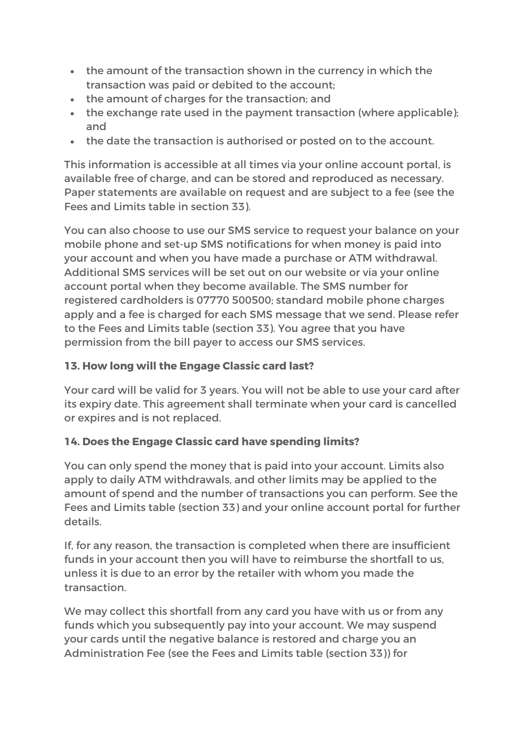- the amount of the transaction shown in the currency in which the transaction was paid or debited to the account;
- the amount of charges for the transaction; and
- the exchange rate used in the payment transaction (where applicable); and
- the date the transaction is authorised or posted on to the account.

This information is accessible at all times via your online account portal, is available free of charge, and can be stored and reproduced as necessary. Paper statements are available on request and are subject to a fee (see the Fees and Limits table in section 33).

You can also choose to use our SMS service to request your balance on your mobile phone and set-up SMS notifications for when money is paid into your account and when you have made a purchase or ATM withdrawal. Additional SMS services will be set out on our website or via your online account portal when they become available. The SMS number for registered cardholders is 07770 500500; standard mobile phone charges apply and a fee is charged for each SMS message that we send. Please refer to the Fees and Limits table (section 33). You agree that you have permission from the bill payer to access our SMS services.

### 13. How long will the Engage Classic card last?

Your card will be valid for 3 years. You will not be able to use your card after its expiry date. This agreement shall terminate when your card is cancelled or expires and is not replaced.

### 14. Does the Engage Classic card have spending limits?

You can only spend the money that is paid into your account. Limits also apply to daily ATM withdrawals, and other limits may be applied to the amount of spend and the number of transactions you can perform. See the Fees and Limits table (section 33) and your online account portal for further details.

If, for any reason, the transaction is completed when there are insufficient funds in your account then you will have to reimburse the shortfall to us, unless it is due to an error by the retailer with whom you made the transaction.

We may collect this shortfall from any card you have with us or from any funds which you subsequently pay into your account. We may suspend your cards until the negative balance is restored and charge you an Administration Fee (see the Fees and Limits table (section 33)) for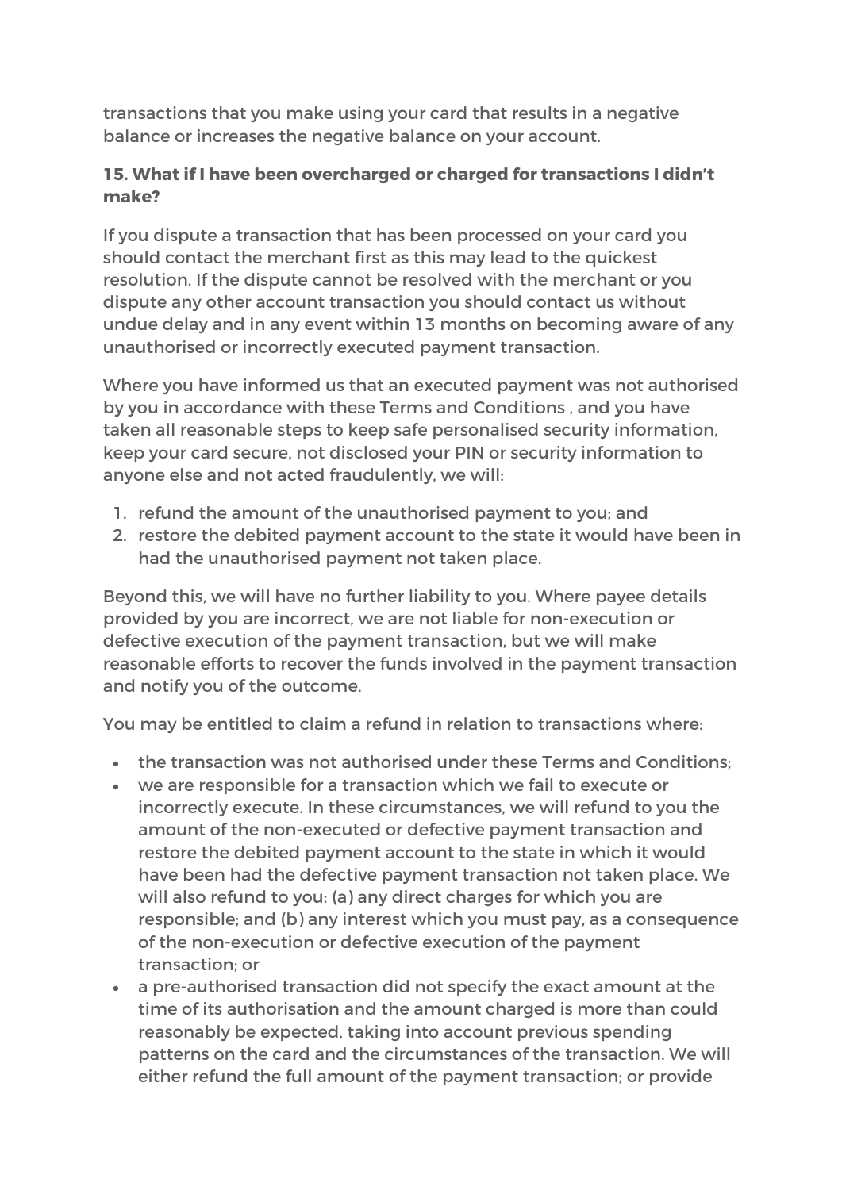transactions that you make using your card that results in a negative balance or increases the negative balance on your account.

### 15. What if I have been overcharged or charged for transactions I didn't make?

If you dispute a transaction that has been processed on your card you should contact the merchant first as this may lead to the quickest resolution. If the dispute cannot be resolved with the merchant or you dispute any other account transaction you should contact us without undue delay and in any event within 13 months on becoming aware of any unauthorised or incorrectly executed payment transaction.

Where you have informed us that an executed payment was not authorised by you in accordance with these Terms and Conditions , and you have taken all reasonable steps to keep safe personalised security information, keep your card secure, not disclosed your PIN or security information to anyone else and not acted fraudulently, we will:

1. refund the amount of the unauthorised payment to you; and
2. restore the debited payment account to the state it would have been in had the unauthorised payment not taken place.

Beyond this, we will have no further liability to you. Where payee details provided by you are incorrect, we are not liable for non-execution or defective execution of the payment transaction, but we will make reasonable efforts to recover the funds involved in the payment transaction and notify you of the outcome.

You may be entitled to claim a refund in relation to transactions where:

- the transaction was not authorised under these Terms and Conditions;
- we are responsible for a transaction which we fail to execute or incorrectly execute. In these circumstances, we will refund to you the amount of the non-executed or defective payment transaction and restore the debited payment account to the state in which it would have been had the defective payment transaction not taken place. We will also refund to you: (a) any direct charges for which you are responsible; and (b) any interest which you must pay, as a consequence of the non-execution or defective execution of the payment transaction; or
- a pre-authorised transaction did not specify the exact amount at the time of its authorisation and the amount charged is more than could reasonably be expected, taking into account previous spending patterns on the card and the circumstances of the transaction. We will either refund the full amount of the payment transaction; or provide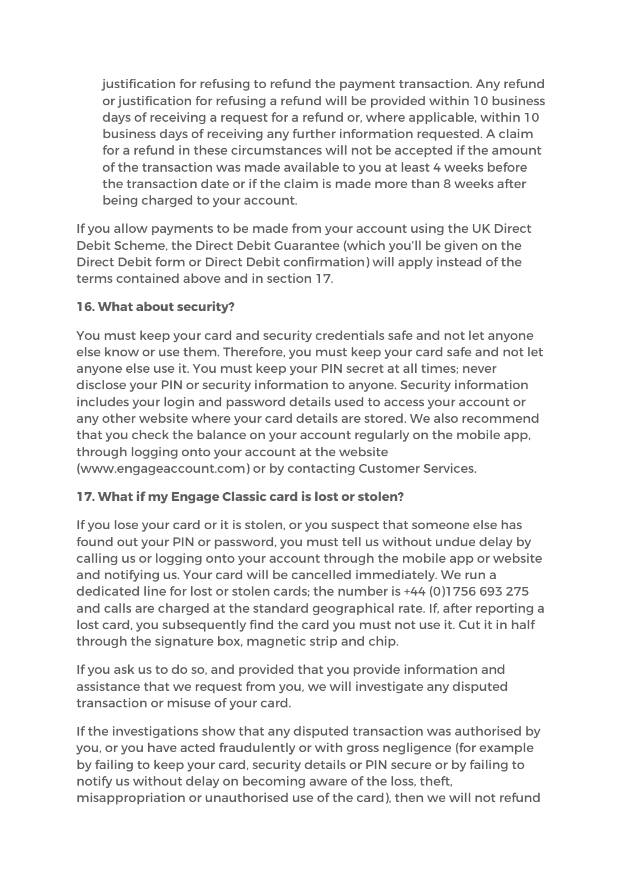justification for refusing to refund the payment transaction. Any refund or justification for refusing a refund will be provided within 10 business days of receiving a request for a refund or, where applicable, within 10 business days of receiving any further information requested. A claim for a refund in these circumstances will not be accepted if the amount of the transaction was made available to you at least 4 weeks before the transaction date or if the claim is made more than 8 weeks after being charged to your account.

If you allow payments to be made from your account using the UK Direct Debit Scheme, the Direct Debit Guarantee (which you'll be given on the Direct Debit form or Direct Debit confirmation) will apply instead of the terms contained above and in section 17.

**16. What about security?**

You must keep your card and security credentials safe and not let anyone else know or use them. Therefore, you must keep your card safe and not let anyone else use it. You must keep your PIN secret at all times; never disclose your PIN or security information to anyone. Security information includes your login and password details used to access your account or any other website where your card details are stored. We also recommend that you check the balance on your account regularly on the mobile app, through logging onto your account at the website (www.engageaccount.com) or by contacting Customer Services.

**17. What if my Engage Classic card is lost or stolen?**

If you lose your card or it is stolen, or you suspect that someone else has found out your PIN or password, you must tell us without undue delay by calling us or logging onto your account through the mobile app or website and notifying us. Your card will be cancelled immediately. We run a dedicated line for lost or stolen cards; the number is +44 (0)1756 693 275 and calls are charged at the standard geographical rate. If, after reporting a lost card, you subsequently find the card you must not use it. Cut it in half through the signature box, magnetic strip and chip.

If you ask us to do so, and provided that you provide information and assistance that we request from you, we will investigate any disputed transaction or misuse of your card.

If the investigations show that any disputed transaction was authorised by you, or you have acted fraudulently or with gross negligence (for example by failing to keep your card, security details or PIN secure or by failing to notify us without delay on becoming aware of the loss, theft, misappropriation or unauthorised use of the card), then we will not refund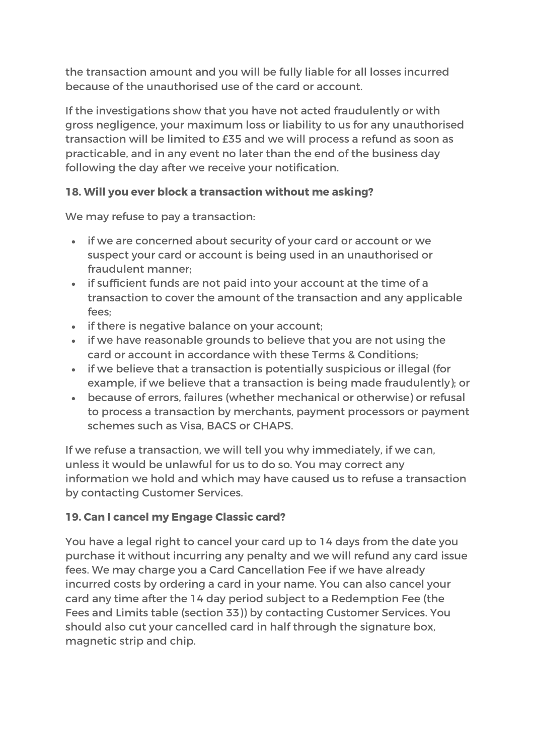the transaction amount and you will be fully liable for all losses incurred because of the unauthorised use of the card or account.

If the investigations show that you have not acted fraudulently or with gross negligence, your maximum loss or liability to us for any unauthorised transaction will be limited to £35 and we will process a refund as soon as practicable, and in any event no later than the end of the business day following the day after we receive your notification.

### 18. Will you ever block a transaction without me asking?

We may refuse to pay a transaction:

- if we are concerned about security of your card or account or we suspect your card or account is being used in an unauthorised or fraudulent manner;
- if sufficient funds are not paid into your account at the time of a transaction to cover the amount of the transaction and any applicable fees;
- if there is negative balance on your account;
- if we have reasonable grounds to believe that you are not using the card or account in accordance with these Terms & Conditions;
- if we believe that a transaction is potentially suspicious or illegal (for example, if we believe that a transaction is being made fraudulently); or
- because of errors, failures (whether mechanical or otherwise) or refusal to process a transaction by merchants, payment processors or payment schemes such as Visa, BACS or CHAPS.

If we refuse a transaction, we will tell you why immediately, if we can, unless it would be unlawful for us to do so. You may correct any information we hold and which may have caused us to refuse a transaction by contacting Customer Services.

### 19. Can I cancel my Engage Classic card?

You have a legal right to cancel your card up to 14 days from the date you purchase it without incurring any penalty and we will refund any card issue fees. We may charge you a Card Cancellation Fee if we have already incurred costs by ordering a card in your name. You can also cancel your card any time after the 14 day period subject to a Redemption Fee (the Fees and Limits table (section 33)) by contacting Customer Services. You should also cut your cancelled card in half through the signature box, magnetic strip and chip.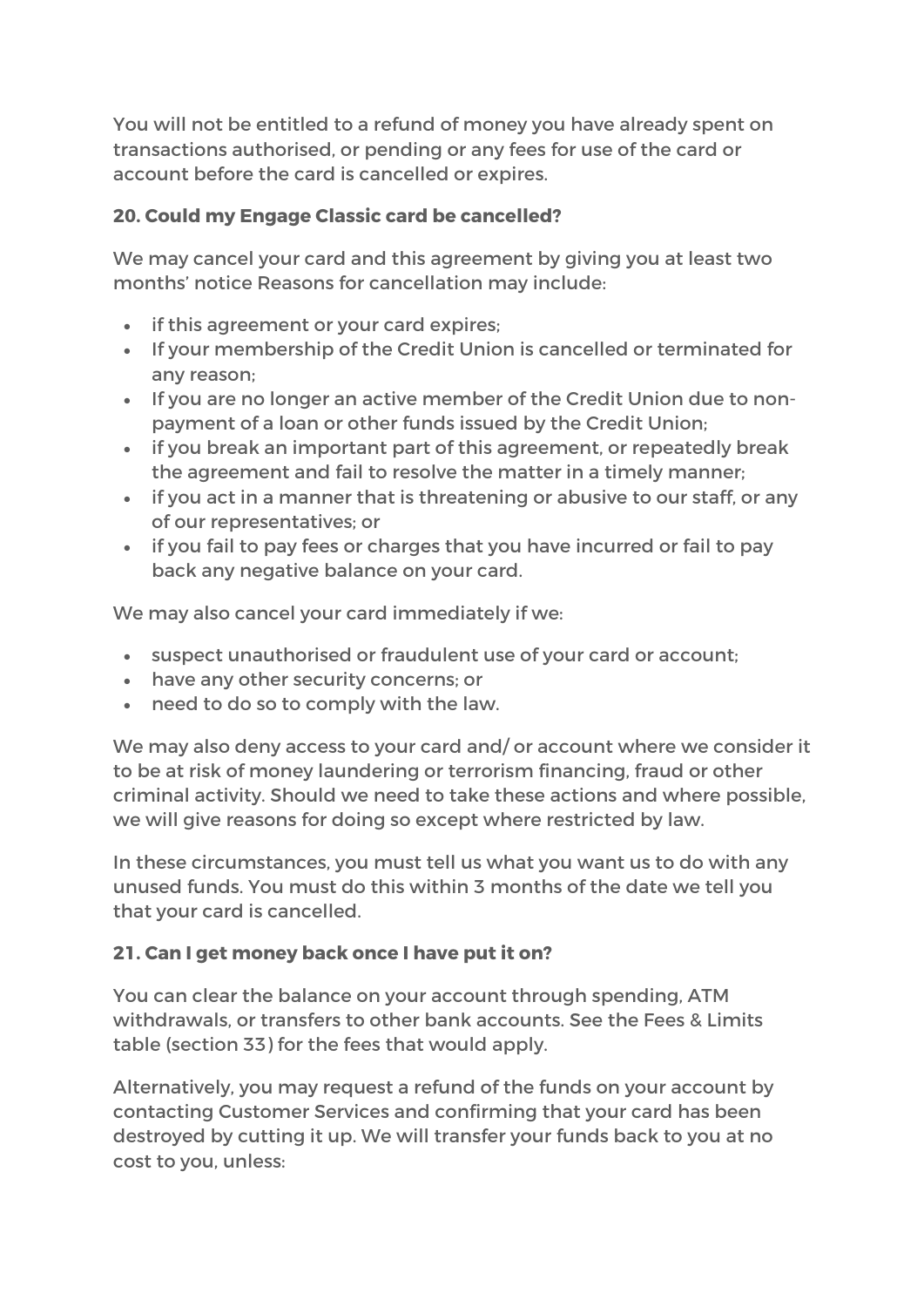You will not be entitled to a refund of money you have already spent on transactions authorised, or pending or any fees for use of the card or account before the card is cancelled or expires.

### 20. Could my Engage Classic card be cancelled?

We may cancel your card and this agreement by giving you at least two months' notice Reasons for cancellation may include:

- if this agreement or your card expires;
- If your membership of the Credit Union is cancelled or terminated for any reason;
- If you are no longer an active member of the Credit Union due to non-payment of a loan or other funds issued by the Credit Union;
- if you break an important part of this agreement, or repeatedly break the agreement and fail to resolve the matter in a timely manner;
- if you act in a manner that is threatening or abusive to our staff, or any of our representatives; or
- if you fail to pay fees or charges that you have incurred or fail to pay back any negative balance on your card.

We may also cancel your card immediately if we:

- suspect unauthorised or fraudulent use of your card or account;
- have any other security concerns; or
- need to do so to comply with the law.

We may also deny access to your card and/ or account where we consider it to be at risk of money laundering or terrorism financing, fraud or other criminal activity. Should we need to take these actions and where possible, we will give reasons for doing so except where restricted by law.

In these circumstances, you must tell us what you want us to do with any unused funds. You must do this within 3 months of the date we tell you that your card is cancelled.

### 21. Can I get money back once I have put it on?

You can clear the balance on your account through spending, ATM withdrawals, or transfers to other bank accounts. See the Fees & Limits table (section 33) for the fees that would apply.

Alternatively, you may request a refund of the funds on your account by contacting Customer Services and confirming that your card has been destroyed by cutting it up. We will transfer your funds back to you at no cost to you, unless: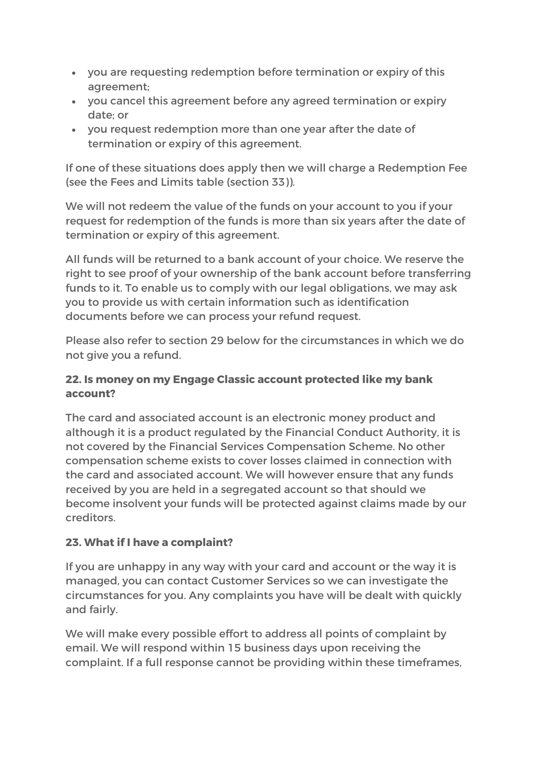- you are requesting redemption before termination or expiry of this agreement;
- you cancel this agreement before any agreed termination or expiry date; or
- you request redemption more than one year after the date of termination or expiry of this agreement.

If one of these situations does apply then we will charge a Redemption Fee (see the Fees and Limits table (section 33)).

We will not redeem the value of the funds on your account to you if your request for redemption of the funds is more than six years after the date of termination or expiry of this agreement.

All funds will be returned to a bank account of your choice. We reserve the right to see proof of your ownership of the bank account before transferring funds to it. To enable us to comply with our legal obligations, we may ask you to provide us with certain information such as identification documents before we can process your refund request.

Please also refer to section 29 below for the circumstances in which we do not give you a refund.

**22. Is money on my Engage Classic account protected like my bank account?**

The card and associated account is an electronic money product and although it is a product regulated by the Financial Conduct Authority, it is not covered by the Financial Services Compensation Scheme. No other compensation scheme exists to cover losses claimed in connection with the card and associated account. We will however ensure that any funds received by you are held in a segregated account so that should we become insolvent your funds will be protected against claims made by our creditors.

**23. What if I have a complaint?**

If you are unhappy in any way with your card and account or the way it is managed, you can contact Customer Services so we can investigate the circumstances for you. Any complaints you have will be dealt with quickly and fairly.

We will make every possible effort to address all points of complaint by email. We will respond within 15 business days upon receiving the complaint. If a full response cannot be providing within these timeframes,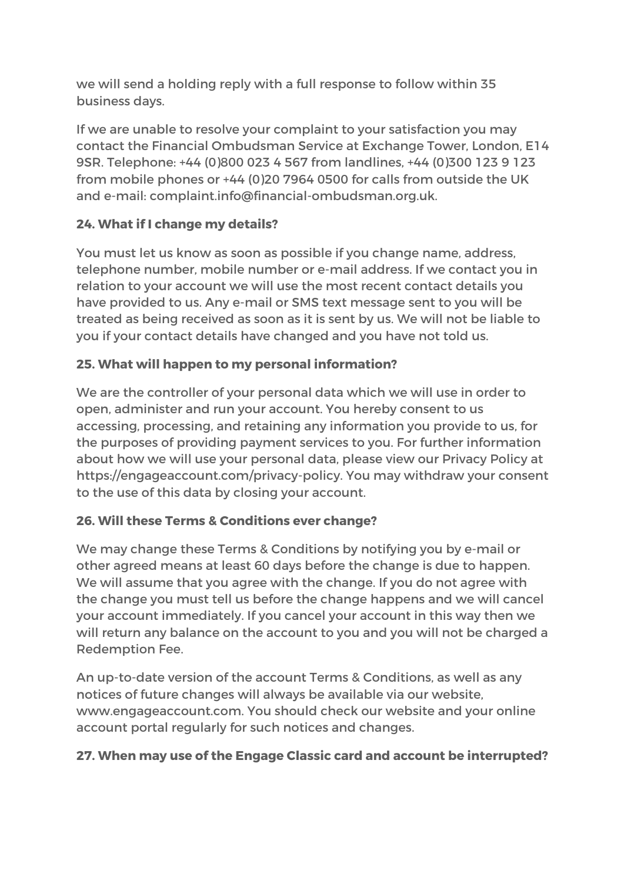we will send a holding reply with a full response to follow within 35 business days.

If we are unable to resolve your complaint to your satisfaction you may contact the Financial Ombudsman Service at Exchange Tower, London, E14 9SR. Telephone: +44 (0)800 023 4 567 from landlines, +44 (0)300 123 9 123 from mobile phones or +44 (0)20 7964 0500 for calls from outside the UK and e-mail: complaint.info@financial-ombudsman.org.uk.

**24. What if I change my details?**

You must let us know as soon as possible if you change name, address, telephone number, mobile number or e-mail address. If we contact you in relation to your account we will use the most recent contact details you have provided to us. Any e-mail or SMS text message sent to you will be treated as being received as soon as it is sent by us. We will not be liable to you if your contact details have changed and you have not told us.

**25. What will happen to my personal information?**

We are the controller of your personal data which we will use in order to open, administer and run your account. You hereby consent to us accessing, processing, and retaining any information you provide to us, for the purposes of providing payment services to you. For further information about how we will use your personal data, please view our Privacy Policy at https://engageaccount.com/privacy-policy. You may withdraw your consent to the use of this data by closing your account.

**26. Will these Terms & Conditions ever change?**

We may change these Terms & Conditions by notifying you by e-mail or other agreed means at least 60 days before the change is due to happen. We will assume that you agree with the change. If you do not agree with the change you must tell us before the change happens and we will cancel your account immediately. If you cancel your account in this way then we will return any balance on the account to you and you will not be charged a Redemption Fee.

An up-to-date version of the account Terms & Conditions, as well as any notices of future changes will always be available via our website, www.engageaccount.com. You should check our website and your online account portal regularly for such notices and changes.

**27. When may use of the Engage Classic card and account be interrupted?**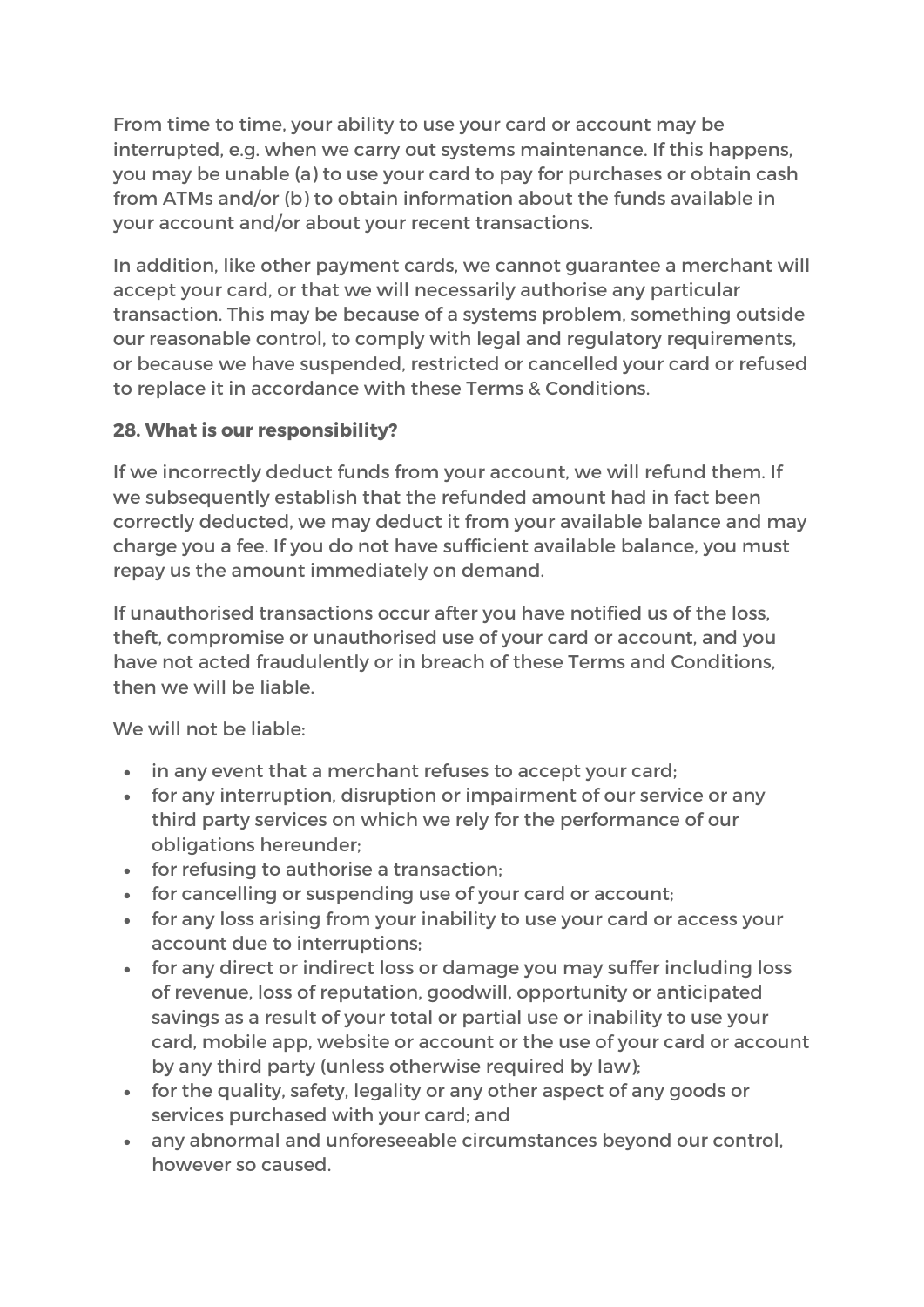From time to time, your ability to use your card or account may be interrupted, e.g. when we carry out systems maintenance. If this happens, you may be unable (a) to use your card to pay for purchases or obtain cash from ATMs and/or (b) to obtain information about the funds available in your account and/or about your recent transactions.

In addition, like other payment cards, we cannot guarantee a merchant will accept your card, or that we will necessarily authorise any particular transaction. This may be because of a systems problem, something outside our reasonable control, to comply with legal and regulatory requirements, or because we have suspended, restricted or cancelled your card or refused to replace it in accordance with these Terms & Conditions.

**28. What is our responsibility?**

If we incorrectly deduct funds from your account, we will refund them. If we subsequently establish that the refunded amount had in fact been correctly deducted, we may deduct it from your available balance and may charge you a fee. If you do not have sufficient available balance, you must repay us the amount immediately on demand.

If unauthorised transactions occur after you have notified us of the loss, theft, compromise or unauthorised use of your card or account, and you have not acted fraudulently or in breach of these Terms and Conditions, then we will be liable.

We will not be liable:

- in any event that a merchant refuses to accept your card;
- for any interruption, disruption or impairment of our service or any third party services on which we rely for the performance of our obligations hereunder;
- for refusing to authorise a transaction;
- for cancelling or suspending use of your card or account;
- for any loss arising from your inability to use your card or access your account due to interruptions;
- for any direct or indirect loss or damage you may suffer including loss of revenue, loss of reputation, goodwill, opportunity or anticipated savings as a result of your total or partial use or inability to use your card, mobile app, website or account or the use of your card or account by any third party (unless otherwise required by law);
- for the quality, safety, legality or any other aspect of any goods or services purchased with your card; and
- any abnormal and unforeseeable circumstances beyond our control, however so caused.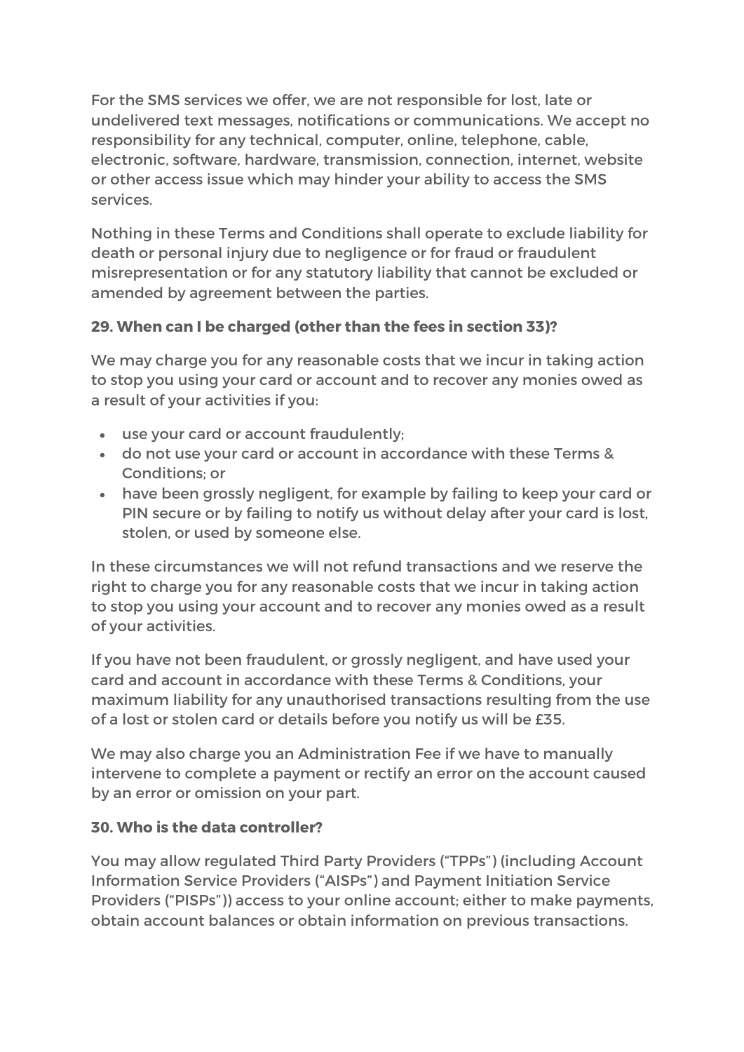For the SMS services we offer, we are not responsible for lost, late or undelivered text messages, notifications or communications. We accept no responsibility for any technical, computer, online, telephone, cable, electronic, software, hardware, transmission, connection, internet, website or other access issue which may hinder your ability to access the SMS services.

Nothing in these Terms and Conditions shall operate to exclude liability for death or personal injury due to negligence or for fraud or fraudulent misrepresentation or for any statutory liability that cannot be excluded or amended by agreement between the parties.

**29. When can I be charged (other than the fees in section 33)?**

We may charge you for any reasonable costs that we incur in taking action to stop you using your card or account and to recover any monies owed as a result of your activities if you:

- use your card or account fraudulently;
- do not use your card or account in accordance with these Terms & Conditions; or
- have been grossly negligent, for example by failing to keep your card or PIN secure or by failing to notify us without delay after your card is lost, stolen, or used by someone else.

In these circumstances we will not refund transactions and we reserve the right to charge you for any reasonable costs that we incur in taking action to stop you using your account and to recover any monies owed as a result of your activities.

If you have not been fraudulent, or grossly negligent, and have used your card and account in accordance with these Terms & Conditions, your maximum liability for any unauthorised transactions resulting from the use of a lost or stolen card or details before you notify us will be £35.

We may also charge you an Administration Fee if we have to manually intervene to complete a payment or rectify an error on the account caused by an error or omission on your part.

**30. Who is the data controller?**

You may allow regulated Third Party Providers ("TPPs") (including Account Information Service Providers ("AISPs") and Payment Initiation Service Providers ("PISPs")) access to your online account; either to make payments, obtain account balances or obtain information on previous transactions.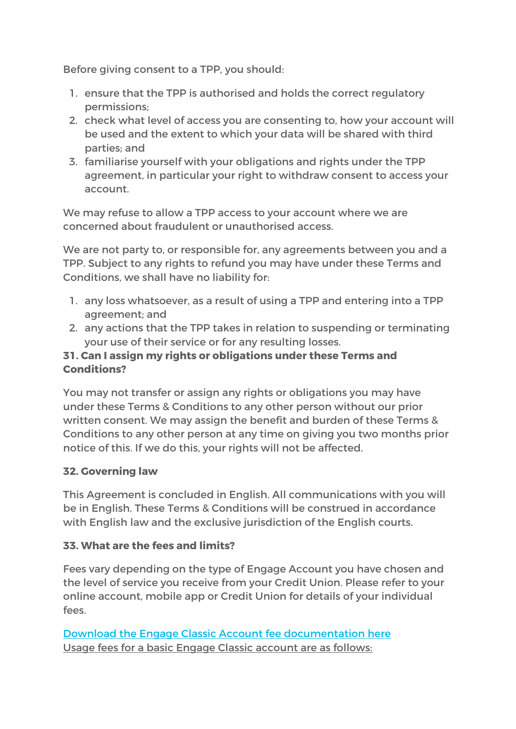Before giving consent to a TPP, you should:

1. ensure that the TPP is authorised and holds the correct regulatory permissions;
2. check what level of access you are consenting to, how your account will be used and the extent to which your data will be shared with third parties; and
3. familiarise yourself with your obligations and rights under the TPP agreement, in particular your right to withdraw consent to access your account.

We may refuse to allow a TPP access to your account where we are concerned about fraudulent or unauthorised access.

We are not party to, or responsible for, any agreements between you and a TPP. Subject to any rights to refund you may have under these Terms and Conditions, we shall have no liability for:

1. any loss whatsoever, as a result of using a TPP and entering into a TPP agreement; and
2. any actions that the TPP takes in relation to suspending or terminating your use of their service or for any resulting losses.

**31. Can I assign my rights or obligations under these Terms and Conditions?**

You may not transfer or assign any rights or obligations you may have under these Terms & Conditions to any other person without our prior written consent. We may assign the benefit and burden of these Terms & Conditions to any other person at any time on giving you two months prior notice of this. If we do this, your rights will not be affected.

**32. Governing law**

This Agreement is concluded in English. All communications with you will be in English. These Terms & Conditions will be construed in accordance with English law and the exclusive jurisdiction of the English courts.

**33. What are the fees and limits?**

Fees vary depending on the type of Engage Account you have chosen and the level of service you receive from your Credit Union. Please refer to your online account, mobile app or Credit Union for details of your individual fees.

Download the Engage Classic Account fee documentation here
Usage fees for a basic Engage Classic account are as follows: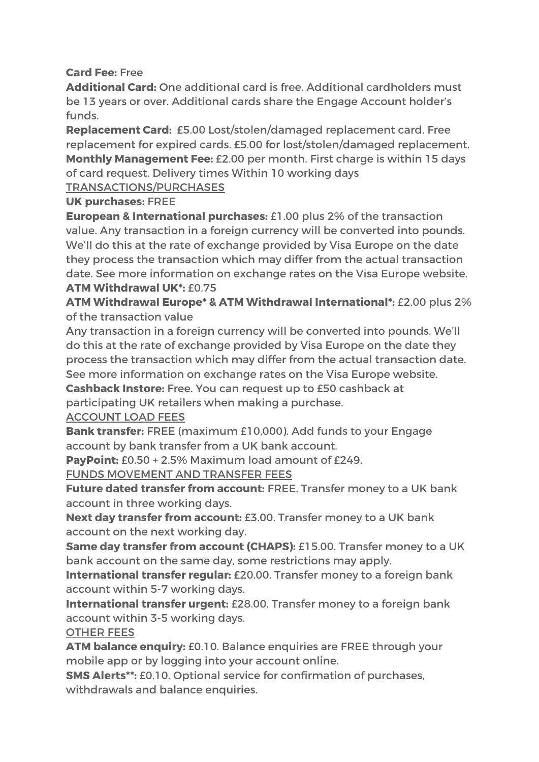**Card Fee:** Free

**Additional Card:** One additional card is free. Additional cardholders must be 13 years or over. Additional cards share the Engage Account holder's funds.

**Replacement Card:** £5.00 Lost/stolen/damaged replacement card. Free replacement for expired cards. £5.00 for lost/stolen/damaged replacement.

**Monthly Management Fee:** £2.00 per month. First charge is within 15 days of card request. Delivery times Within 10 working days

<u>TRANSACTIONS/PURCHASES</u>

**UK purchases:** FREE

**European & International purchases:** £1.00 plus 2% of the transaction value. Any transaction in a foreign currency will be converted into pounds. We'll do this at the rate of exchange provided by Visa Europe on the date they process the transaction which may differ from the actual transaction date. See more information on exchange rates on the Visa Europe website.

**ATM Withdrawal UK*:** £0.75

**ATM Withdrawal Europe* & ATM Withdrawal International*:** £2.00 plus 2% of the transaction value

Any transaction in a foreign currency will be converted into pounds. We'll do this at the rate of exchange provided by Visa Europe on the date they process the transaction which may differ from the actual transaction date. See more information on exchange rates on the Visa Europe website.

**Cashback Instore:** Free. You can request up to £50 cashback at participating UK retailers when making a purchase.

<u>ACCOUNT LOAD FEES</u>

**Bank transfer:** FREE (maximum £10,000). Add funds to your Engage account by bank transfer from a UK bank account.

**PayPoint:** £0.50 + 2.5% Maximum load amount of £249.

<u>FUNDS MOVEMENT AND TRANSFER FEES</u>

**Future dated transfer from account:** FREE. Transfer money to a UK bank account in three working days.

**Next day transfer from account:** £3.00. Transfer money to a UK bank account on the next working day.

**Same day transfer from account (CHAPS):** £15.00. Transfer money to a UK bank account on the same day, some restrictions may apply.

**International transfer regular:** £20.00. Transfer money to a foreign bank account within 5-7 working days.

**International transfer urgent:** £28.00. Transfer money to a foreign bank account within 3-5 working days.

<u>OTHER FEES</u>

**ATM balance enquiry:** £0.10. Balance enquiries are FREE through your mobile app or by logging into your account online.

**SMS Alerts**:** £0.10. Optional service for confirmation of purchases, withdrawals and balance enquiries.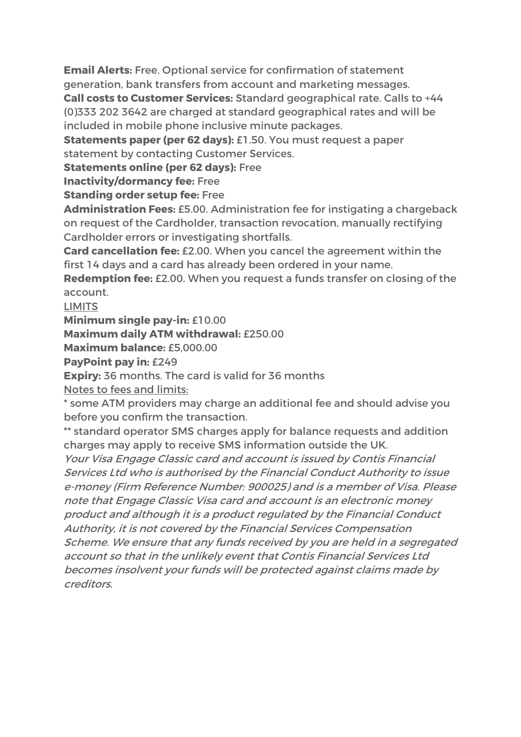**Email Alerts:** Free. Optional service for confirmation of statement generation, bank transfers from account and marketing messages.
**Call costs to Customer Services:** Standard geographical rate. Calls to +44 (0)333 202 3642 are charged at standard geographical rates and will be included in mobile phone inclusive minute packages.
**Statements paper (per 62 days):** £1.50. You must request a paper statement by contacting Customer Services.
**Statements online (per 62 days):** Free
**Inactivity/dormancy fee:** Free
**Standing order setup fee:** Free
**Administration Fees:** £5.00. Administration fee for instigating a chargeback on request of the Cardholder, transaction revocation, manually rectifying Cardholder errors or investigating shortfalls.
**Card cancellation fee:** £2.00. When you cancel the agreement within the first 14 days and a card has already been ordered in your name.
**Redemption fee:** £2.00. When you request a funds transfer on closing of the account.

<u>LIMITS</u>

**Minimum single pay-in:** £10.00
**Maximum daily ATM withdrawal:** £250.00
**Maximum balance:** £5,000.00
**PayPoint pay in:** £249
**Expiry:** 36 months. The card is valid for 36 months

<u>Notes to fees and limits:</u>

* some ATM providers may charge an additional fee and should advise you before you confirm the transaction.
** standard operator SMS charges apply for balance requests and addition charges may apply to receive SMS information outside the UK.

*Your Visa Engage Classic card and account is issued by Contis Financial Services Ltd who is authorised by the Financial Conduct Authority to issue e-money (Firm Reference Number: 900025) and is a member of Visa. Please note that Engage Classic Visa card and account is an electronic money product and although it is a product regulated by the Financial Conduct Authority, it is not covered by the Financial Services Compensation Scheme. We ensure that any funds received by you are held in a segregated account so that in the unlikely event that Contis Financial Services Ltd becomes insolvent your funds will be protected against claims made by creditors.*